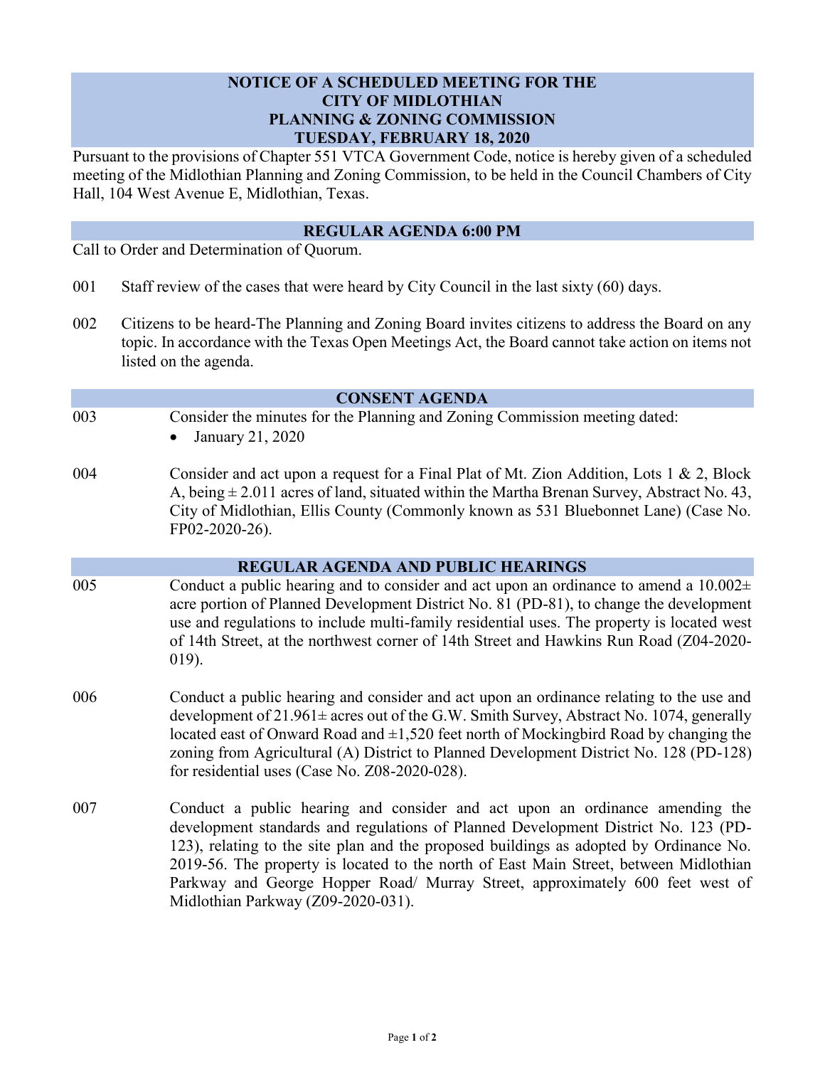# NOTICE OF A SCHEDULED MEETING FOR THE CITY OF MIDLOTHIAN PLANNING & ZONING COMMISSION TUESDAY, FEBRUARY 18, 2020

Pursuant to the provisions of Chapter 551 VTCA Government Code, notice is hereby given of a scheduled meeting of the Midlothian Planning and Zoning Commission, to be held in the Council Chambers of City Hall, 104 West Avenue E, Midlothian, Texas.

## REGULAR AGENDA 6:00 PM

Call to Order and Determination of Quorum.

001 Staff review of the cases that were heard by City Council in the last sixty (60) days.

002 Citizens to be heard-The Planning and Zoning Board invites citizens to address the Board on any topic. In accordance with the Texas Open Meetings Act, the Board cannot take action on items not listed on the agenda.

## CONSENT AGENDA

003 Consider the minutes for the Planning and Zoning Commission meeting dated:

- January 21, 2020

004 Consider and act upon a request for a Final Plat of Mt. Zion Addition, Lots 1 & 2, Block A, being ± 2.011 acres of land, situated within the Martha Brenan Survey, Abstract No. 43, City of Midlothian, Ellis County (Commonly known as 531 Bluebonnet Lane) (Case No. FP02-2020-26).

## REGULAR AGENDA AND PUBLIC HEARINGS

005 Conduct a public hearing and to consider and act upon an ordinance to amend a 10.002± acre portion of Planned Development District No. 81 (PD-81), to change the development use and regulations to include multi-family residential uses. The property is located west of 14th Street, at the northwest corner of 14th Street and Hawkins Run Road (Z04-2020-019).

006 Conduct a public hearing and consider and act upon an ordinance relating to the use and development of 21.961± acres out of the G.W. Smith Survey, Abstract No. 1074, generally located east of Onward Road and ±1,520 feet north of Mockingbird Road by changing the zoning from Agricultural (A) District to Planned Development District No. 128 (PD-128) for residential uses (Case No. Z08-2020-028).

007 Conduct a public hearing and consider and act upon an ordinance amending the development standards and regulations of Planned Development District No. 123 (PD-123), relating to the site plan and the proposed buildings as adopted by Ordinance No. 2019-56. The property is located to the north of East Main Street, between Midlothian Parkway and George Hopper Road/ Murray Street, approximately 600 feet west of Midlothian Parkway (Z09-2020-031).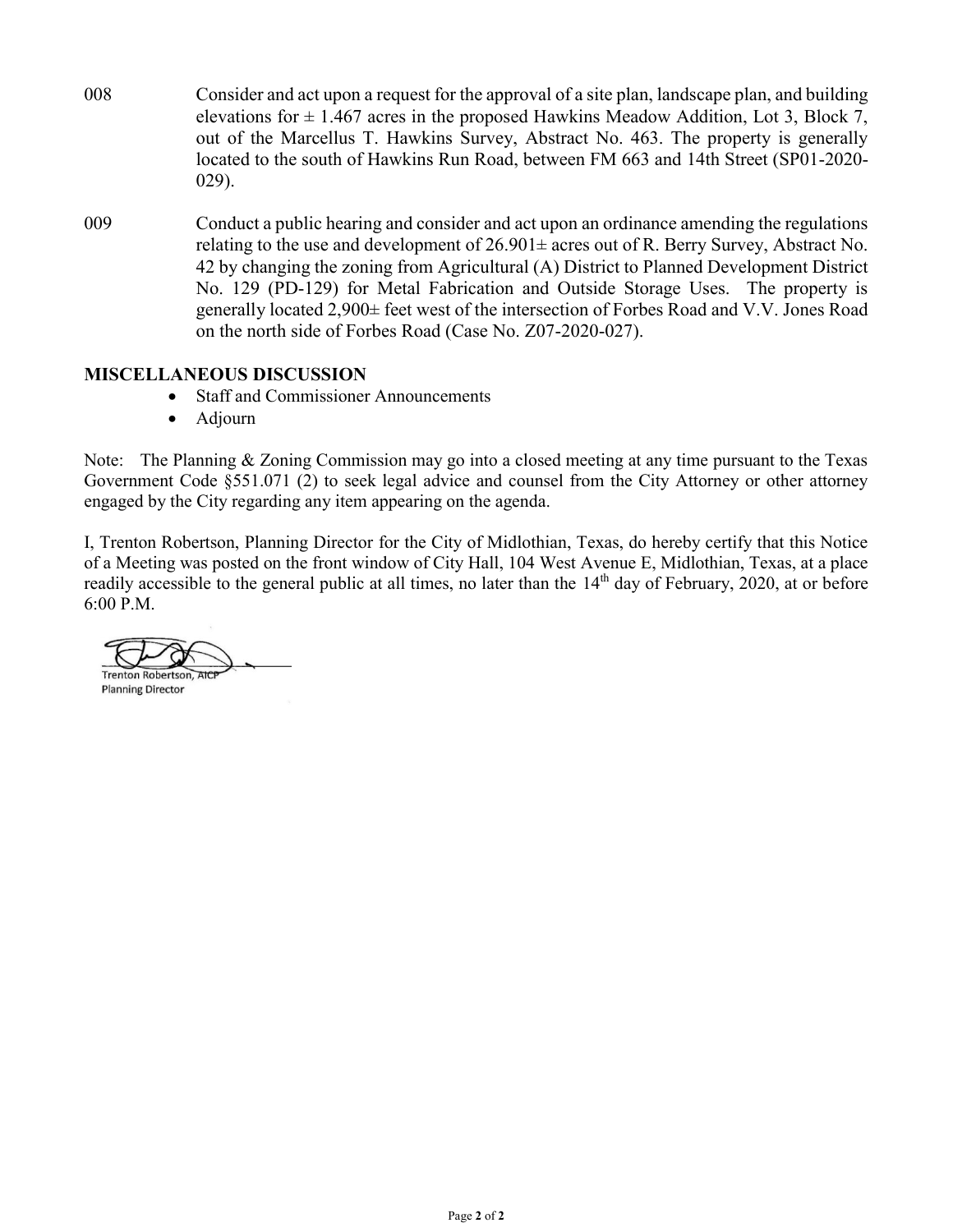008 Consider and act upon a request for the approval of a site plan, landscape plan, and building elevations for ± 1.467 acres in the proposed Hawkins Meadow Addition, Lot 3, Block 7, out of the Marcellus T. Hawkins Survey, Abstract No. 463. The property is generally located to the south of Hawkins Run Road, between FM 663 and 14th Street (SP01-2020-029).

009 Conduct a public hearing and consider and act upon an ordinance amending the regulations relating to the use and development of 26.901± acres out of R. Berry Survey, Abstract No. 42 by changing the zoning from Agricultural (A) District to Planned Development District No. 129 (PD-129) for Metal Fabrication and Outside Storage Uses. The property is generally located 2,900± feet west of the intersection of Forbes Road and V.V. Jones Road on the north side of Forbes Road (Case No. Z07-2020-027).

**MISCELLANEOUS DISCUSSION**

- Staff and Commissioner Announcements
- Adjourn

Note: The Planning & Zoning Commission may go into a closed meeting at any time pursuant to the Texas Government Code §551.071 (2) to seek legal advice and counsel from the City Attorney or other attorney engaged by the City regarding any item appearing on the agenda.

I, Trenton Robertson, Planning Director for the City of Midlothian, Texas, do hereby certify that this Notice of a Meeting was posted on the front window of City Hall, 104 West Avenue E, Midlothian, Texas, at a place readily accessible to the general public at all times, no later than the 14th day of February, 2020, at or before 6:00 P.M.

Trenton Robertson, AICP
Planning Director